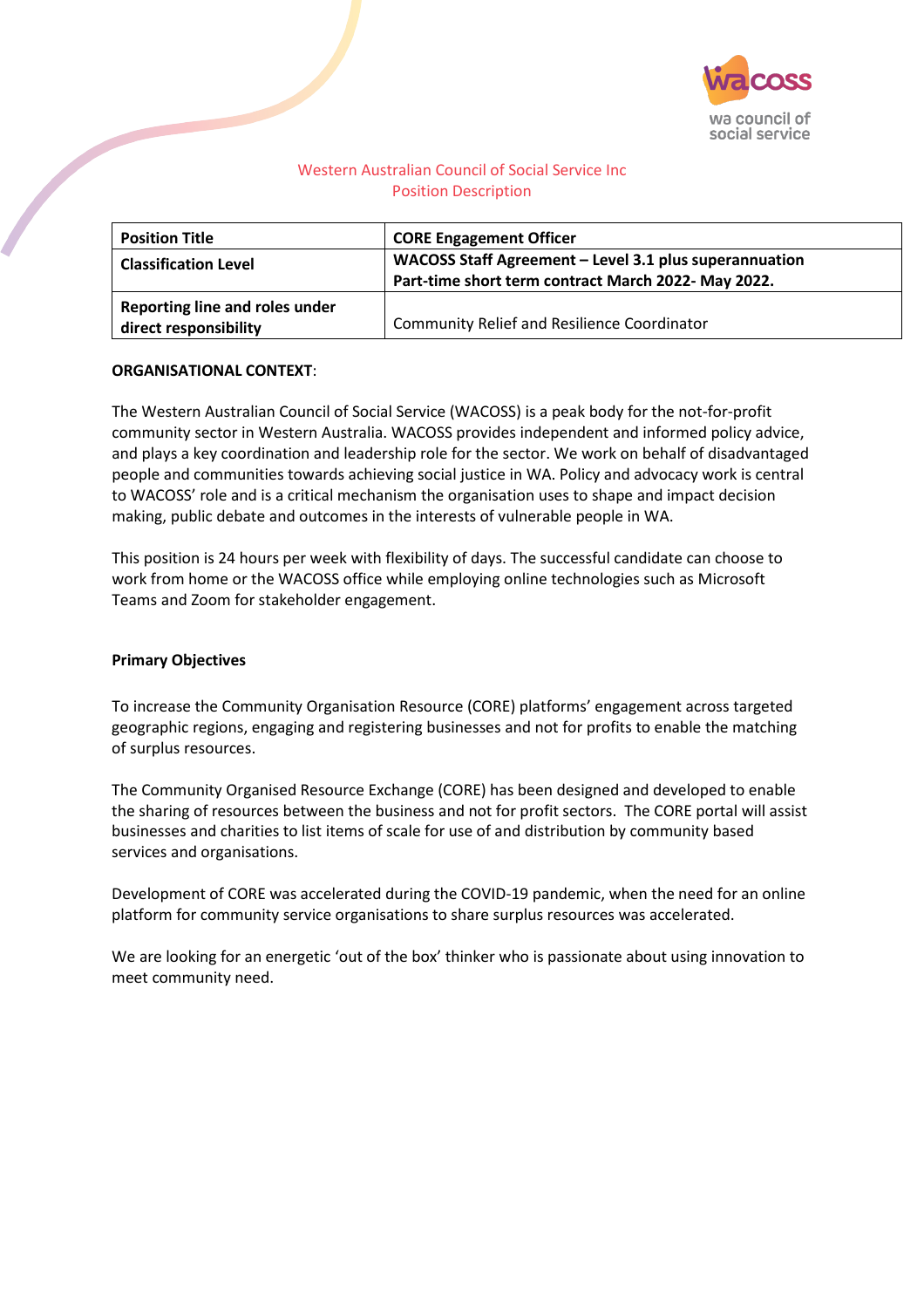Western Australian Council of Social Service Inc
Position Description

| Position Title | CORE Engagement Officer |
| --- | --- |
| **Classification Level** | **WACOSS Staff Agreement – Level 3.1 plus superannuation Part-time short term contract March 2022- May 2022.** |
| **Reporting line and roles under direct responsibility** | Community Relief and Resilience Coordinator |

**ORGANISATIONAL CONTEXT**:

The Western Australian Council of Social Service (WACOSS) is a peak body for the not-for-profit community sector in Western Australia. WACOSS provides independent and informed policy advice, and plays a key coordination and leadership role for the sector. We work on behalf of disadvantaged people and communities towards achieving social justice in WA. Policy and advocacy work is central to WACOSS' role and is a critical mechanism the organisation uses to shape and impact decision making, public debate and outcomes in the interests of vulnerable people in WA.

This position is 24 hours per week with flexibility of days. The successful candidate can choose to work from home or the WACOSS office while employing online technologies such as Microsoft Teams and Zoom for stakeholder engagement.

**Primary Objectives**

To increase the Community Organisation Resource (CORE) platforms' engagement across targeted geographic regions, engaging and registering businesses and not for profits to enable the matching of surplus resources.

The Community Organised Resource Exchange (CORE) has been designed and developed to enable the sharing of resources between the business and not for profit sectors. The CORE portal will assist businesses and charities to list items of scale for use of and distribution by community based services and organisations.

Development of CORE was accelerated during the COVID-19 pandemic, when the need for an online platform for community service organisations to share surplus resources was accelerated.

We are looking for an energetic 'out of the box' thinker who is passionate about using innovation to meet community need.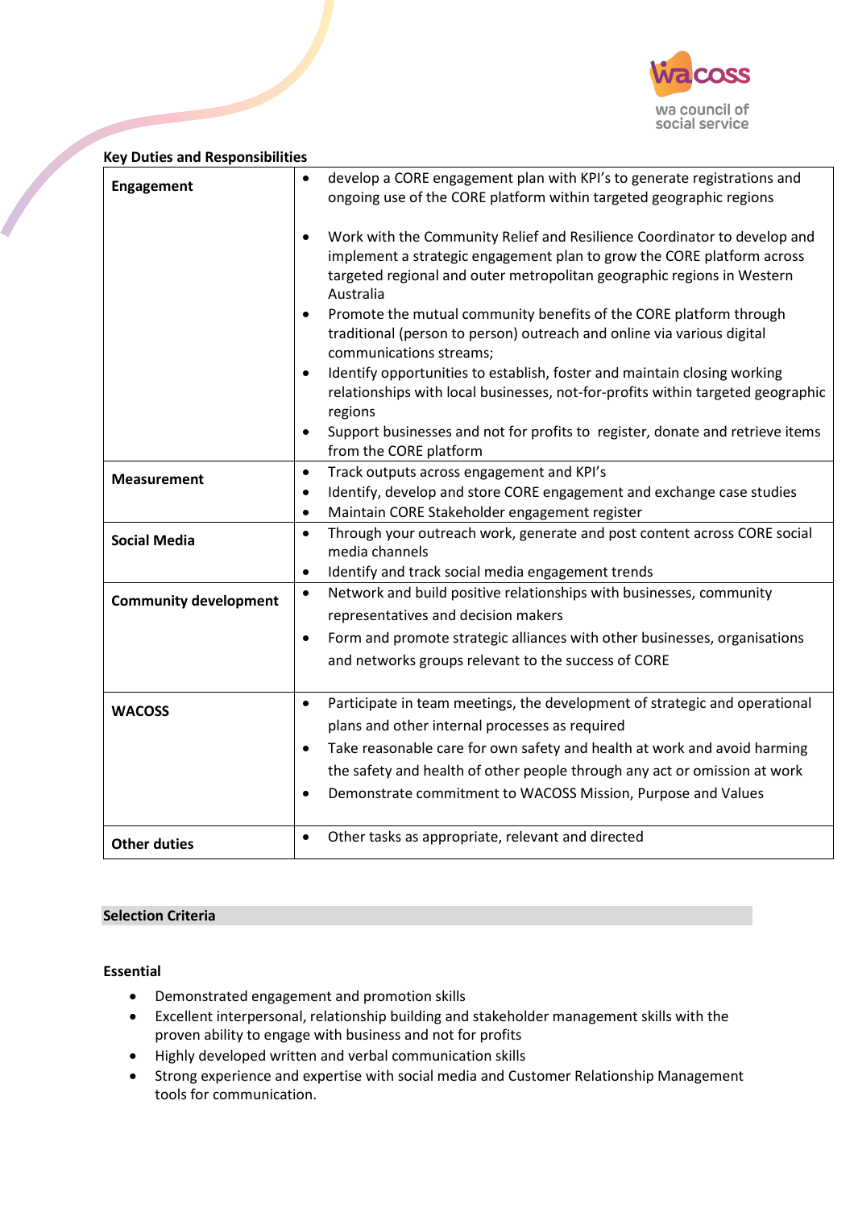### Key Duties and Responsibilities

| | |
|---|---|
| **Engagement** | • develop a CORE engagement plan with KPI's to generate registrations and ongoing use of the CORE platform within targeted geographic regions<br>• Work with the Community Relief and Resilience Coordinator to develop and implement a strategic engagement plan to grow the CORE platform across targeted regional and outer metropolitan geographic regions in Western Australia<br>• Promote the mutual community benefits of the CORE platform through traditional (person to person) outreach and online via various digital communications streams;<br>• Identify opportunities to establish, foster and maintain closing working relationships with local businesses, not-for-profits within targeted geographic regions<br>• Support businesses and not for profits to register, donate and retrieve items from the CORE platform |
| **Measurement** | • Track outputs across engagement and KPI's<br>• Identify, develop and store CORE engagement and exchange case studies<br>• Maintain CORE Stakeholder engagement register |
| **Social Media** | • Through your outreach work, generate and post content across CORE social media channels<br>• Identify and track social media engagement trends |
| **Community development** | • Network and build positive relationships with businesses, community representatives and decision makers<br>• Form and promote strategic alliances with other businesses, organisations and networks groups relevant to the success of CORE |
| **WACOSS** | • Participate in team meetings, the development of strategic and operational plans and other internal processes as required<br>• Take reasonable care for own safety and health at work and avoid harming the safety and health of other people through any act or omission at work<br>• Demonstrate commitment to WACOSS Mission, Purpose and Values |
| **Other duties** | • Other tasks as appropriate, relevant and directed |

### Selection Criteria

#### Essential

- Demonstrated engagement and promotion skills
- Excellent interpersonal, relationship building and stakeholder management skills with the proven ability to engage with business and not for profits
- Highly developed written and verbal communication skills
- Strong experience and expertise with social media and Customer Relationship Management tools for communication.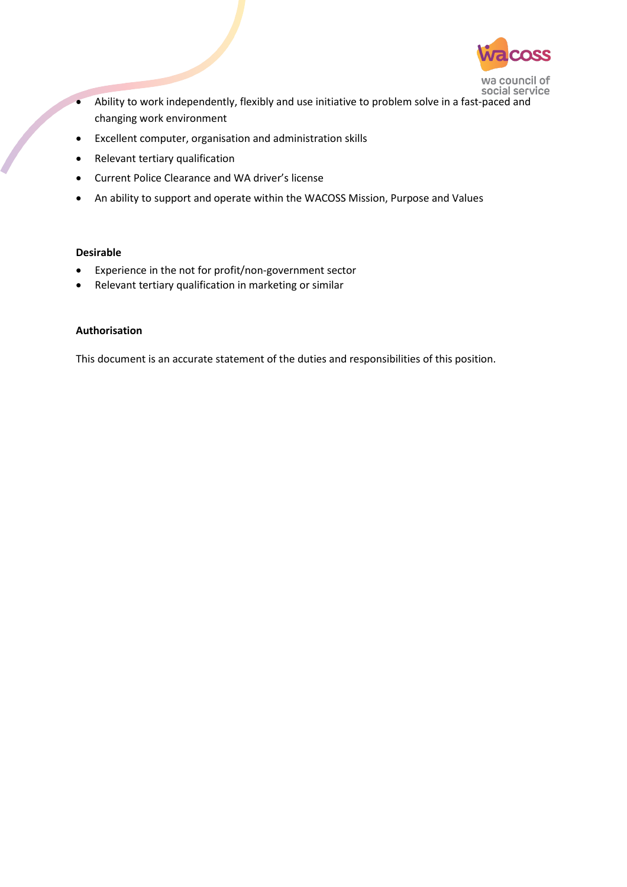- Ability to work independently, flexibly and use initiative to problem solve in a fast-paced and changing work environment
- Excellent computer, organisation and administration skills
- Relevant tertiary qualification
- Current Police Clearance and WA driver's license
- An ability to support and operate within the WACOSS Mission, Purpose and Values

**Desirable**

- Experience in the not for profit/non-government sector
- Relevant tertiary qualification in marketing or similar

**Authorisation**

This document is an accurate statement of the duties and responsibilities of this position.